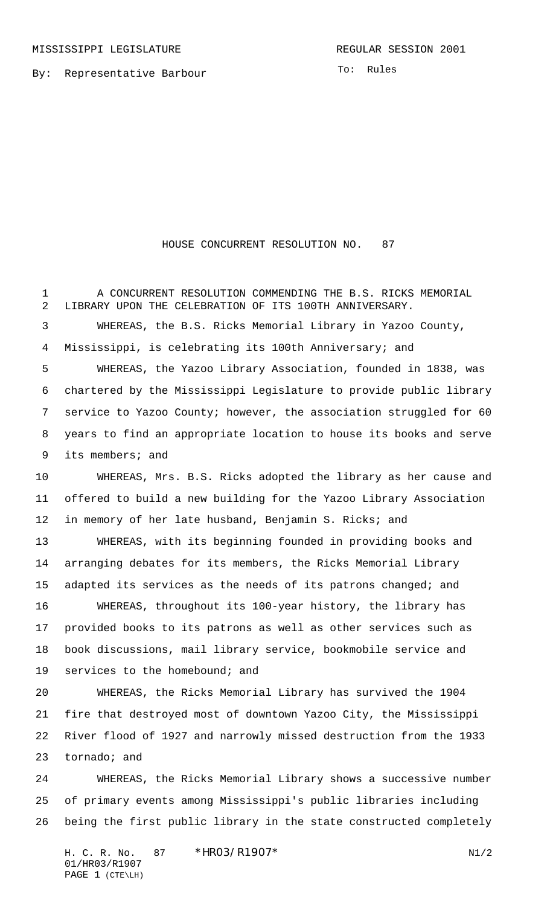MISSISSIPPI LEGISLATURE REGULAR SESSION 2001

By: Representative Barbour

To: Rules

# HOUSE CONCURRENT RESOLUTION NO. 87

A CONCURRENT RESOLUTION COMMENDING THE B.S. RICKS MEMORIAL LIBRARY UPON THE CELEBRATION OF ITS 100TH ANNIVERSARY.

WHEREAS, the B.S. Ricks Memorial Library in Yazoo County, Mississippi, is celebrating its 100th Anniversary; and

WHEREAS, the Yazoo Library Association, founded in 1838, was chartered by the Mississippi Legislature to provide public library service to Yazoo County; however, the association struggled for 60 years to find an appropriate location to house its books and serve its members; and

WHEREAS, Mrs. B.S. Ricks adopted the library as her cause and offered to build a new building for the Yazoo Library Association in memory of her late husband, Benjamin S. Ricks; and

WHEREAS, with its beginning founded in providing books and arranging debates for its members, the Ricks Memorial Library adapted its services as the needs of its patrons changed; and

WHEREAS, throughout its 100-year history, the library has provided books to its patrons as well as other services such as book discussions, mail library service, bookmobile service and services to the homebound; and

WHEREAS, the Ricks Memorial Library has survived the 1904 fire that destroyed most of downtown Yazoo City, the Mississippi River flood of 1927 and narrowly missed destruction from the 1933 tornado; and

WHEREAS, the Ricks Memorial Library shows a successive number of primary events among Mississippi's public libraries including being the first public library in the state constructed completely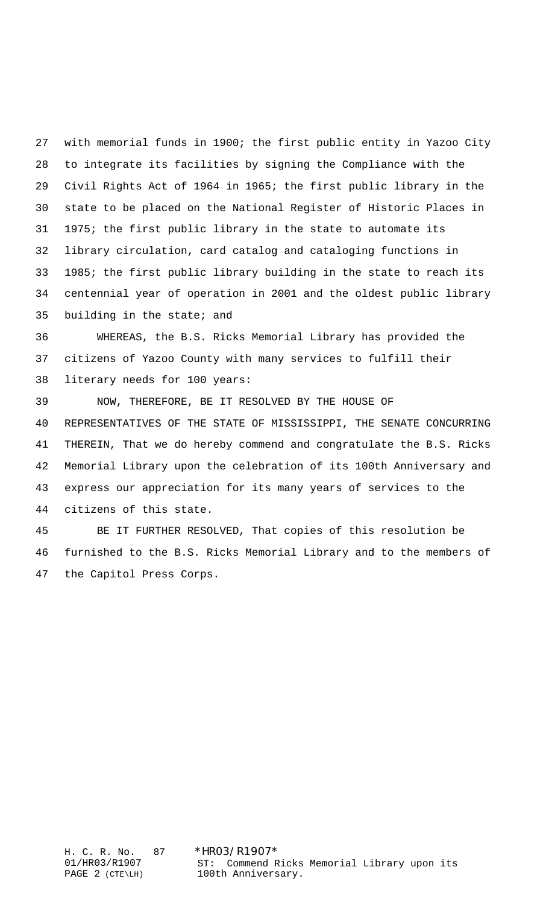with memorial funds in 1900; the first public entity in Yazoo City to integrate its facilities by signing the Compliance with the Civil Rights Act of 1964 in 1965; the first public library in the state to be placed on the National Register of Historic Places in 1975; the first public library in the state to automate its library circulation, card catalog and cataloging functions in 1985; the first public library building in the state to reach its centennial year of operation in 2001 and the oldest public library building in the state; and

WHEREAS, the B.S. Ricks Memorial Library has provided the citizens of Yazoo County with many services to fulfill their literary needs for 100 years:

NOW, THEREFORE, BE IT RESOLVED BY THE HOUSE OF REPRESENTATIVES OF THE STATE OF MISSISSIPPI, THE SENATE CONCURRING THEREIN, That we do hereby commend and congratulate the B.S. Ricks Memorial Library upon the celebration of its 100th Anniversary and express our appreciation for its many years of services to the citizens of this state.

BE IT FURTHER RESOLVED, That copies of this resolution be furnished to the B.S. Ricks Memorial Library and to the members of the Capitol Press Corps.